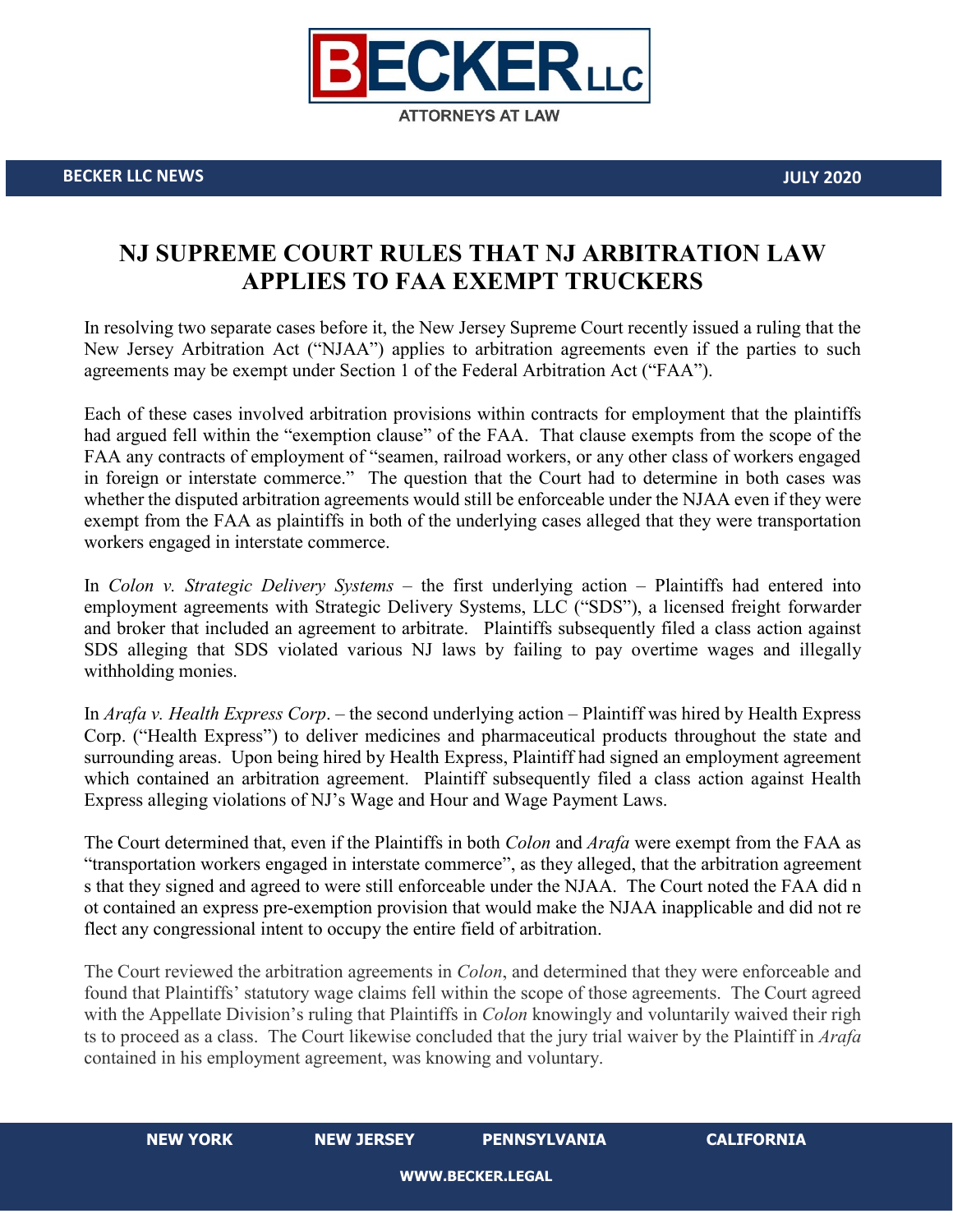**BECKER LLC NEWS** **JULY 2020**

# NJ SUPREME COURT RULES THAT NJ ARBITRATION LAW APPLIES TO FAA EXEMPT TRUCKERS

In resolving two separate cases before it, the New Jersey Supreme Court recently issued a ruling that the New Jersey Arbitration Act ("NJAA") applies to arbitration agreements even if the parties to such agreements may be exempt under Section 1 of the Federal Arbitration Act ("FAA").

Each of these cases involved arbitration provisions within contracts for employment that the plaintiffs had argued fell within the "exemption clause" of the FAA. That clause exempts from the scope of the FAA any contracts of employment of "seamen, railroad workers, or any other class of workers engaged in foreign or interstate commerce." The question that the Court had to determine in both cases was whether the disputed arbitration agreements would still be enforceable under the NJAA even if they were exempt from the FAA as plaintiffs in both of the underlying cases alleged that they were transportation workers engaged in interstate commerce.

In *Colon v. Strategic Delivery Systems* – the first underlying action – Plaintiffs had entered into employment agreements with Strategic Delivery Systems, LLC ("SDS"), a licensed freight forwarder and broker that included an agreement to arbitrate. Plaintiffs subsequently filed a class action against SDS alleging that SDS violated various NJ laws by failing to pay overtime wages and illegally withholding monies.

In *Arafa v. Health Express Corp*. – the second underlying action – Plaintiff was hired by Health Express Corp. ("Health Express") to deliver medicines and pharmaceutical products throughout the state and surrounding areas. Upon being hired by Health Express, Plaintiff had signed an employment agreement which contained an arbitration agreement. Plaintiff subsequently filed a class action against Health Express alleging violations of NJ's Wage and Hour and Wage Payment Laws.

The Court determined that, even if the Plaintiffs in both *Colon* and *Arafa* were exempt from the FAA as "transportation workers engaged in interstate commerce", as they alleged, that the arbitration agreement s that they signed and agreed to were still enforceable under the NJAA. The Court noted the FAA did n ot contained an express pre-exemption provision that would make the NJAA inapplicable and did not re flect any congressional intent to occupy the entire field of arbitration.

The Court reviewed the arbitration agreements in *Colon*, and determined that they were enforceable and found that Plaintiffs' statutory wage claims fell within the scope of those agreements. The Court agreed with the Appellate Division's ruling that Plaintiffs in *Colon* knowingly and voluntarily waived their righ ts to proceed as a class. The Court likewise concluded that the jury trial waiver by the Plaintiff in *Arafa* contained in his employment agreement, was knowing and voluntary.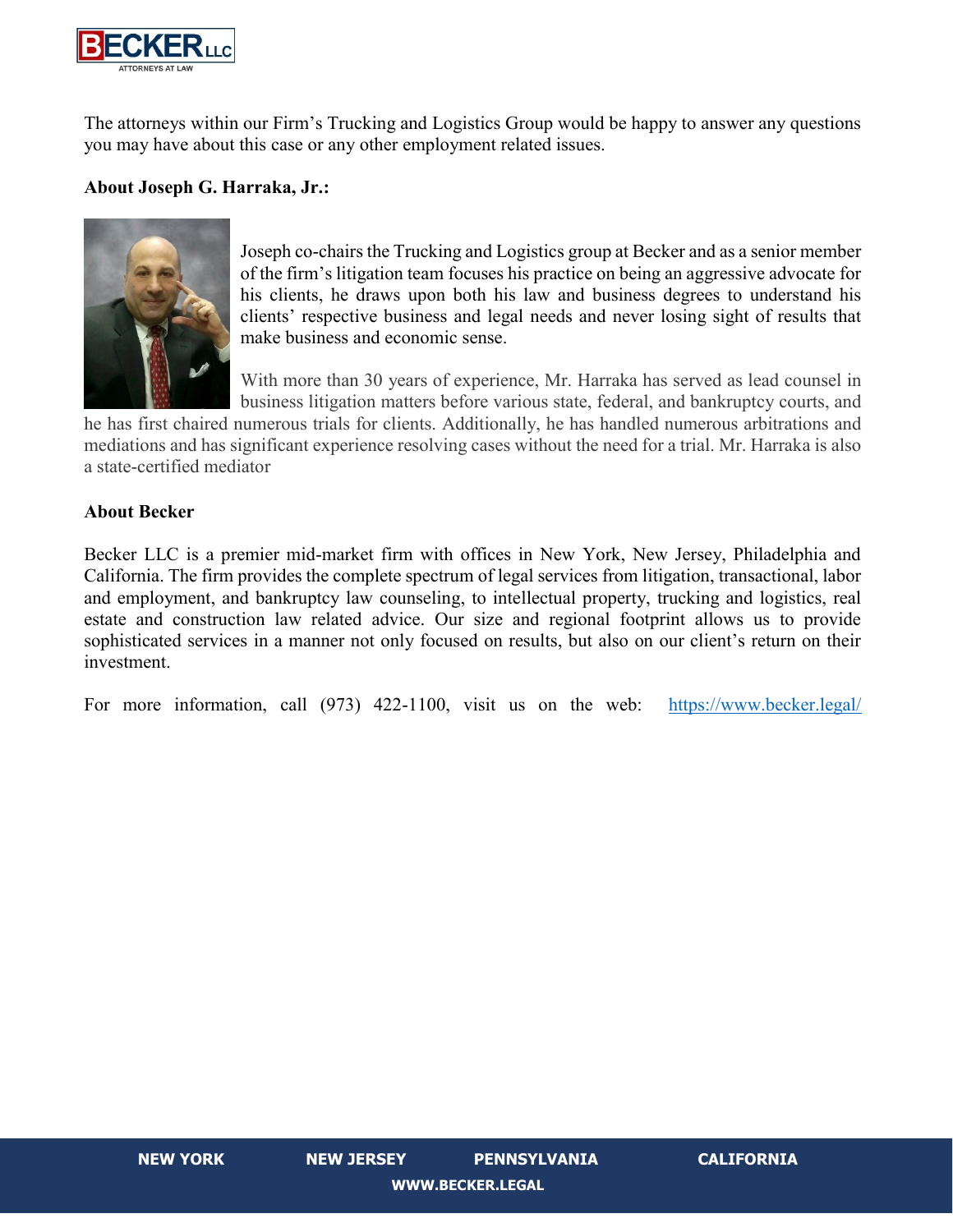The attorneys within our Firm's Trucking and Logistics Group would be happy to answer any questions you may have about this case or any other employment related issues.

**About Joseph G. Harraka, Jr.:**

Joseph co-chairs the Trucking and Logistics group at Becker and as a senior member of the firm's litigation team focuses his practice on being an aggressive advocate for his clients, he draws upon both his law and business degrees to understand his clients' respective business and legal needs and never losing sight of results that make business and economic sense.

With more than 30 years of experience, Mr. Harraka has served as lead counsel in business litigation matters before various state, federal, and bankruptcy courts, and he has first chaired numerous trials for clients. Additionally, he has handled numerous arbitrations and mediations and has significant experience resolving cases without the need for a trial. Mr. Harraka is also a state-certified mediator

**About Becker**

Becker LLC is a premier mid-market firm with offices in New York, New Jersey, Philadelphia and California. The firm provides the complete spectrum of legal services from litigation, transactional, labor and employment, and bankruptcy law counseling, to intellectual property, trucking and logistics, real estate and construction law related advice. Our size and regional footprint allows us to provide sophisticated services in a manner not only focused on results, but also on our client's return on their investment.

For more information, call (973) 422-1100, visit us on the web: https://www.becker.legal/